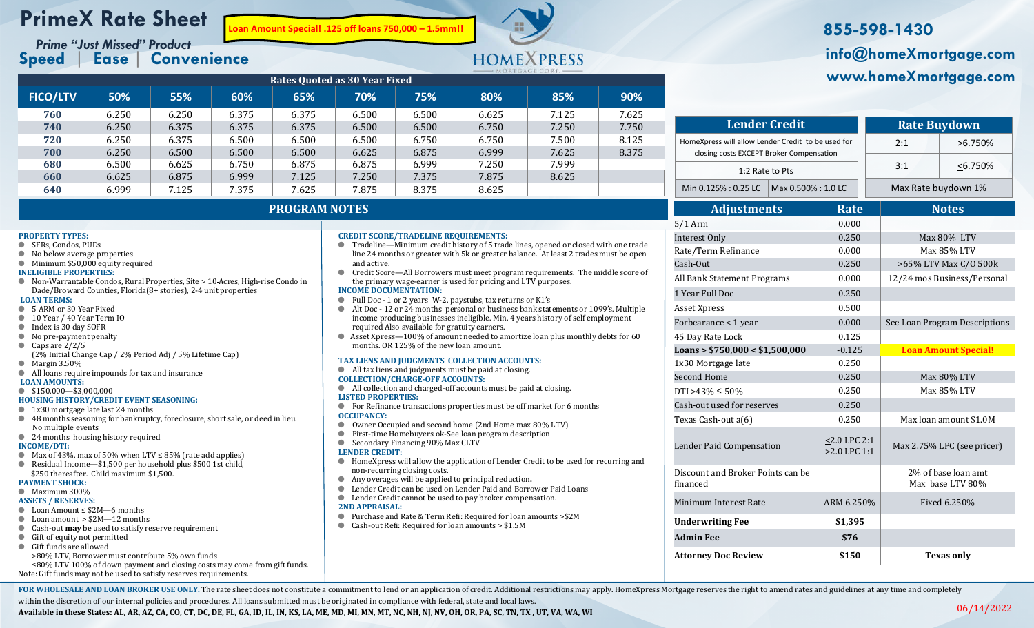# PrimeX Rate Sheet

**Loan Amount Special! .125 off loans 750,000 – 1.5mm!!**

*Prime "Just Missed" Product*

**Speed | Ease | Convenience**

HOMEXPRESS MORTGAGE CORP.

**855-598-1430**
**info@homeXmortgage.com**
**www.homeXmortgage.com**

## Rates Quoted as 30 Year Fixed

| FICO/LTV | 50% | 55% | 60% | 65% | 70% | 75% | 80% | 85% | 90% |
|---|---|---|---|---|---|---|---|---|---|
| 760 | 6.250 | 6.250 | 6.375 | 6.375 | 6.500 | 6.500 | 6.625 | 7.125 | 7.625 |
| 740 | 6.250 | 6.375 | 6.375 | 6.375 | 6.500 | 6.500 | 6.750 | 7.250 | 7.750 |
| 720 | 6.250 | 6.375 | 6.500 | 6.500 | 6.500 | 6.750 | 6.750 | 7.500 | 8.125 |
| 700 | 6.250 | 6.500 | 6.500 | 6.500 | 6.625 | 6.875 | 6.999 | 7.625 | 8.375 |
| 680 | 6.500 | 6.625 | 6.750 | 6.875 | 6.875 | 6.999 | 7.250 | 7.999 | |
| 660 | 6.625 | 6.875 | 6.999 | 7.125 | 7.250 | 7.375 | 7.875 | 8.625 | |
| 640 | 6.999 | 7.125 | 7.375 | 7.625 | 7.875 | 8.375 | 8.625 | | |

## Lender Credit

| Lender Credit | |
|---|---|
| HomeXpress will allow Lender Credit to be used for closing costs EXCEPT Broker Compensation | |
| 1:2 Rate to Pts | |
| Min 0.125% : 0.25 LC | Max 0.500% : 1.0 LC |

## Rate Buydown

| Rate Buydown | |
|---|---|
| 2:1 | >6.750% |
| 3:1 | ≤6.750% |
| Max Rate buydown 1% | |

## Adjustments

| Adjustments | Rate | Notes |
|---|---|---|
| 5/1 Arm | 0.000 | |
| Interest Only | 0.250 | Max 80% LTV |
| Rate/Term Refinance | 0.000 | Max 85% LTV |
| Cash-Out | 0.250 | >65% LTV Max C/O 500k |
| All Bank Statement Programs | 0.000 | 12/24 mos Business/Personal |
| 1 Year Full Doc | 0.250 | |
| Asset Xpress | 0.500 | |
| Forbearance < 1 year | 0.000 | See Loan Program Descriptions |
| 45 Day Rate Lock | 0.125 | |
| **Loans ≥ $750,000 ≤ $1,500,000** | -0.125 | **Loan Amount Special!** |
| 1x30 Mortgage late | 0.250 | |
| Second Home | 0.250 | Max 80% LTV |
| DTI >43% ≤ 50% | 0.250 | Max 85% LTV |
| Cash-out used for reserves | 0.250 | |
| Texas Cash-out a(6) | 0.250 | Max loan amount $1.0M |
| Lender Paid Compensation | ≤2.0 LPC 2:1 >2.0 LPC 1:1 | Max 2.75% LPC (see pricer) |
| Discount and Broker Points can be financed | | 2% of base loan amt Max base LTV 80% |
| Minimum Interest Rate | ARM 6.250% | Fixed 6.250% |
| **Underwriting Fee** | **$1,395** | |
| **Admin Fee** | **$76** | |
| **Attorney Doc Review** | **$150** | **Texas only** |

## PROGRAM NOTES

**PROPERTY TYPES:**
- SFRs, Condos, PUDs
- No below average properties
- Minimum $50,000 equity required

**INELIGIBLE PROPERTIES:**
- Non-Warrantable Condos, Rural Properties, Site > 10-Acres, High-rise Condo in Dade/Broward Counties, Florida(8+ stories), 2-4 unit properties

**LOAN TERMS:**
- 5 ARM or 30 Year Fixed
- 10 Year / 40 Year Term IO
- Index is 30 day SOFR
- No pre-payment penalty
- Caps are 2/2/5
  (2% Initial Change Cap / 2% Period Adj / 5% Lifetime Cap)
- Margin 3.50%
- All loans require impounds for tax and insurance

**LOAN AMOUNTS:**
- $150,000—$3,000,000

**HOUSING HISTORY/CREDIT EVENT SEASONING:**
- 1x30 mortgage late last 24 months
- 48 months seasoning for bankruptcy, foreclosure, short sale, or deed in lieu. No multiple events
- 24 months housing history required

**INCOME/DTI:**
- Max of 43%, max of 50% when LTV ≤ 85% (rate add applies)
- Residual Income—$1,500 per household plus $500 1st child, $250 thereafter. Child maximum $1,500.

**PAYMENT SHOCK:**
- Maximum 300%

**ASSETS / RESERVES:**
- Loan Amount ≤ $2M—6 months
- Loan amount > $2M—12 months
- Cash-out **may** be used to satisfy reserve requirement
- Gift of equity not permitted
- Gift funds are allowed
  >80% LTV, Borrower must contribute 5% own funds
  ≤80% LTV 100% of down payment and closing costs may come from gift funds.

Note: Gift funds may not be used to satisfy reserves requirements.

**CREDIT SCORE/TRADELINE REQUIREMENTS:**
- Tradeline—Minimum credit history of 5 trade lines, opened or closed with one trade line 24 months or greater with 5k or greater balance. At least 2 trades must be open and active.
- Credit Score—All Borrowers must meet program requirements. The middle score of the primary wage-earner is used for pricing and LTV purposes.

**INCOME DOCUMENTATION:**
- Full Doc - 1 or 2 years W-2, paystubs, tax returns or K1's
- Alt Doc - 12 or 24 months personal or business bank statements or 1099's. Multiple income producing businesses ineligible. Min. 4 years history of self employment required Also available for gratuity earners.
- Asset Xpress—100% of amount needed to amortize loan plus monthly debts for 60 months. OR 125% of the new loan amount.

**TAX LIENS AND JUDGMENTS COLLECTION ACCOUNTS:**
- All tax liens and judgments must be paid at closing.

**COLLECTION/CHARGE-OFF ACCOUNTS:**
- All collection and charged-off accounts must be paid at closing.

**LISTED PROPERTIES:**
- For Refinance transactions properties must be off market for 6 months

**OCCUPANCY:**
- Owner Occupied and second home (2nd Home max 80% LTV)
- First-time Homebuyers ok-See loan program description
- Secondary Financing 90% Max CLTV

**LENDER CREDIT:**
- HomeXpress will allow the application of Lender Credit to be used for recurring and non-recurring closing costs.
- Any overages will be applied to principal reduction**.**
- Lender Credit can be used on Lender Paid and Borrower Paid Loans
- Lender Credit cannot be used to pay broker compensation.

**2ND APPRAISAL:**
- Purchase and Rate & Term Refi: Required for loan amounts >$2M
- Cash-out Refi: Required for loan amounts > $1.5M

**FOR WHOLESALE AND LOAN BROKER USE ONLY.** The rate sheet does not constitute a commitment to lend or an application of credit. Additional restrictions may apply. HomeXpress Mortgage reserves the right to amend rates and guidelines at any time and completely within the discretion of our internal policies and procedures. All loans submitted must be originated in compliance with federal, state and local laws.

**Available in these States: AL, AR, AZ, CA, CO, CT, DC, DE, FL, GA, ID, IL, IN, KS, LA, ME, MD, MI, MN, MT, NC, NH, NJ, NV, OH, OR, PA, SC, TN, TX , UT, VA, WA, WI**

06/14/2022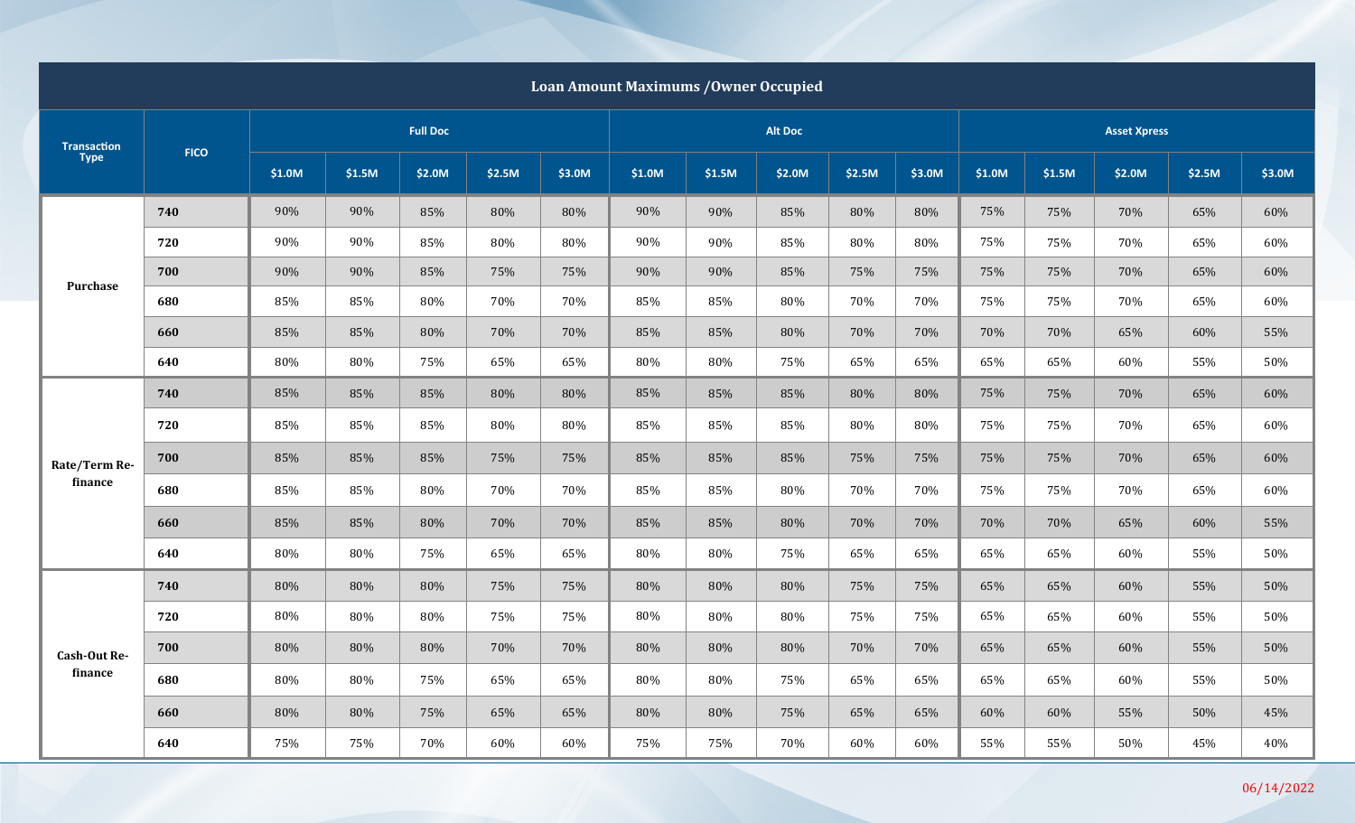| Loan Amount Maximums /Owner Occupied | | | | | | | | | | | | | | | | |
|---|---|---|---|---|---|---|---|---|---|---|---|---|---|---|---|---|
| Transaction Type | FICO | Full Doc | | | | | Alt Doc | | | | | Asset Xpress | | | | |
| | | $1.0M | $1.5M | $2.0M | $2.5M | $3.0M | $1.0M | $1.5M | $2.0M | $2.5M | $3.0M | $1.0M | $1.5M | $2.0M | $2.5M | $3.0M |
| Purchase | 740 | 90% | 90% | 85% | 80% | 80% | 90% | 90% | 85% | 80% | 80% | 75% | 75% | 70% | 65% | 60% |
| | 720 | 90% | 90% | 85% | 80% | 80% | 90% | 90% | 85% | 80% | 80% | 75% | 75% | 70% | 65% | 60% |
| | 700 | 90% | 90% | 85% | 75% | 75% | 90% | 90% | 85% | 75% | 75% | 75% | 75% | 70% | 65% | 60% |
| | 680 | 85% | 85% | 80% | 70% | 70% | 85% | 85% | 80% | 70% | 70% | 75% | 75% | 70% | 65% | 60% |
| | 660 | 85% | 85% | 80% | 70% | 70% | 85% | 85% | 80% | 70% | 70% | 70% | 70% | 65% | 60% | 55% |
| | 640 | 80% | 80% | 75% | 65% | 65% | 80% | 80% | 75% | 65% | 65% | 65% | 65% | 60% | 55% | 50% |
| Rate/Term Re-finance | 740 | 85% | 85% | 85% | 80% | 80% | 85% | 85% | 85% | 80% | 80% | 75% | 75% | 70% | 65% | 60% |
| | 720 | 85% | 85% | 85% | 80% | 80% | 85% | 85% | 85% | 80% | 80% | 75% | 75% | 70% | 65% | 60% |
| | 700 | 85% | 85% | 85% | 75% | 75% | 85% | 85% | 85% | 75% | 75% | 75% | 75% | 70% | 65% | 60% |
| | 680 | 85% | 85% | 80% | 70% | 70% | 85% | 85% | 80% | 70% | 70% | 75% | 75% | 70% | 65% | 60% |
| | 660 | 85% | 85% | 80% | 70% | 70% | 85% | 85% | 80% | 70% | 70% | 70% | 70% | 65% | 60% | 55% |
| | 640 | 80% | 80% | 75% | 65% | 65% | 80% | 80% | 75% | 65% | 65% | 65% | 65% | 60% | 55% | 50% |
| Cash-Out Re-finance | 740 | 80% | 80% | 80% | 75% | 75% | 80% | 80% | 80% | 75% | 75% | 65% | 65% | 60% | 55% | 50% |
| | 720 | 80% | 80% | 80% | 75% | 75% | 80% | 80% | 80% | 75% | 75% | 65% | 65% | 60% | 55% | 50% |
| | 700 | 80% | 80% | 80% | 70% | 70% | 80% | 80% | 80% | 70% | 70% | 65% | 65% | 60% | 55% | 50% |
| | 680 | 80% | 80% | 75% | 65% | 65% | 80% | 80% | 75% | 65% | 65% | 65% | 65% | 60% | 55% | 50% |
| | 660 | 80% | 80% | 75% | 65% | 65% | 80% | 80% | 75% | 65% | 65% | 60% | 60% | 55% | 50% | 45% |
| | 640 | 75% | 75% | 70% | 60% | 60% | 75% | 75% | 70% | 60% | 60% | 55% | 55% | 50% | 45% | 40% |

06/14/2022